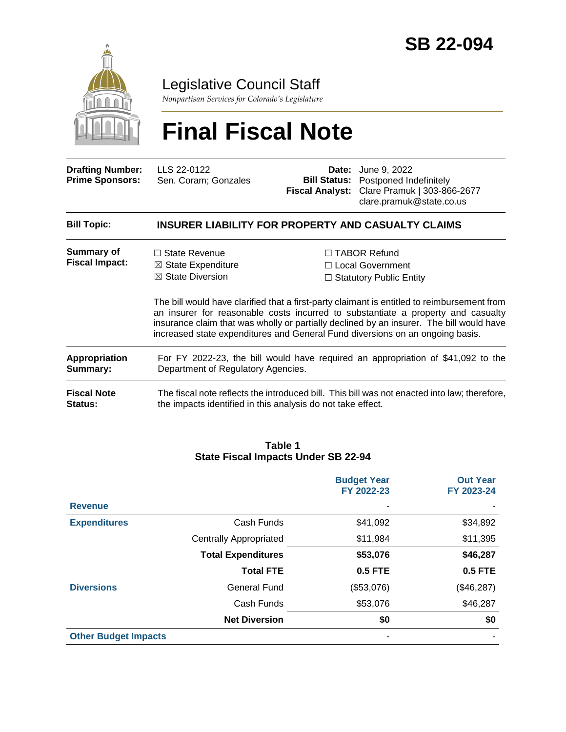# SB 22-094

## Legislative Council Staff

*Nonpartisan Services for Colorado's Legislature*

# Final Fiscal Note

| | | | |
|---|---|---|---|
| **Drafting Number:** | LLS 22-0122 | **Date:** | June 9, 2022 |
| **Prime Sponsors:** | Sen. Coram; Gonzales | **Bill Status:** | Postponed Indefinitely |
| | | **Fiscal Analyst:** | Clare Pramuk \| 303-866-2677<br>clare.pramuk@state.co.us |

**Bill Topic:** **INSURER LIABILITY FOR PROPERTY AND CASUALTY CLAIMS**

**Summary of Fiscal Impact:**

☐ State Revenue
☒ State Expenditure
☒ State Diversion
☐ TABOR Refund
☐ Local Government
☐ Statutory Public Entity

The bill would have clarified that a first-party claimant is entitled to reimbursement from an insurer for reasonable costs incurred to substantiate a property and casualty insurance claim that was wholly or partially declined by an insurer. The bill would have increased state expenditures and General Fund diversions on an ongoing basis.

**Appropriation Summary:** For FY 2022-23, the bill would have required an appropriation of $41,092 to the Department of Regulatory Agencies.

**Fiscal Note Status:** The fiscal note reflects the introduced bill. This bill was not enacted into law; therefore, the impacts identified in this analysis do not take effect.

**Table 1**
**State Fiscal Impacts Under SB 22-94**

| | | Budget Year FY 2022-23 | Out Year FY 2023-24 |
|---|---|---|---|
| **Revenue** | | - | - |
| **Expenditures** | Cash Funds | $41,092 | $34,892 |
| | Centrally Appropriated | $11,984 | $11,395 |
| | **Total Expenditures** | **$53,076** | **$46,287** |
| | **Total FTE** | **0.5 FTE** | **0.5 FTE** |
| **Diversions** | General Fund | ($53,076) | ($46,287) |
| | Cash Funds | $53,076 | $46,287 |
| | **Net Diversion** | **$0** | **$0** |
| **Other Budget Impacts** | | - | - |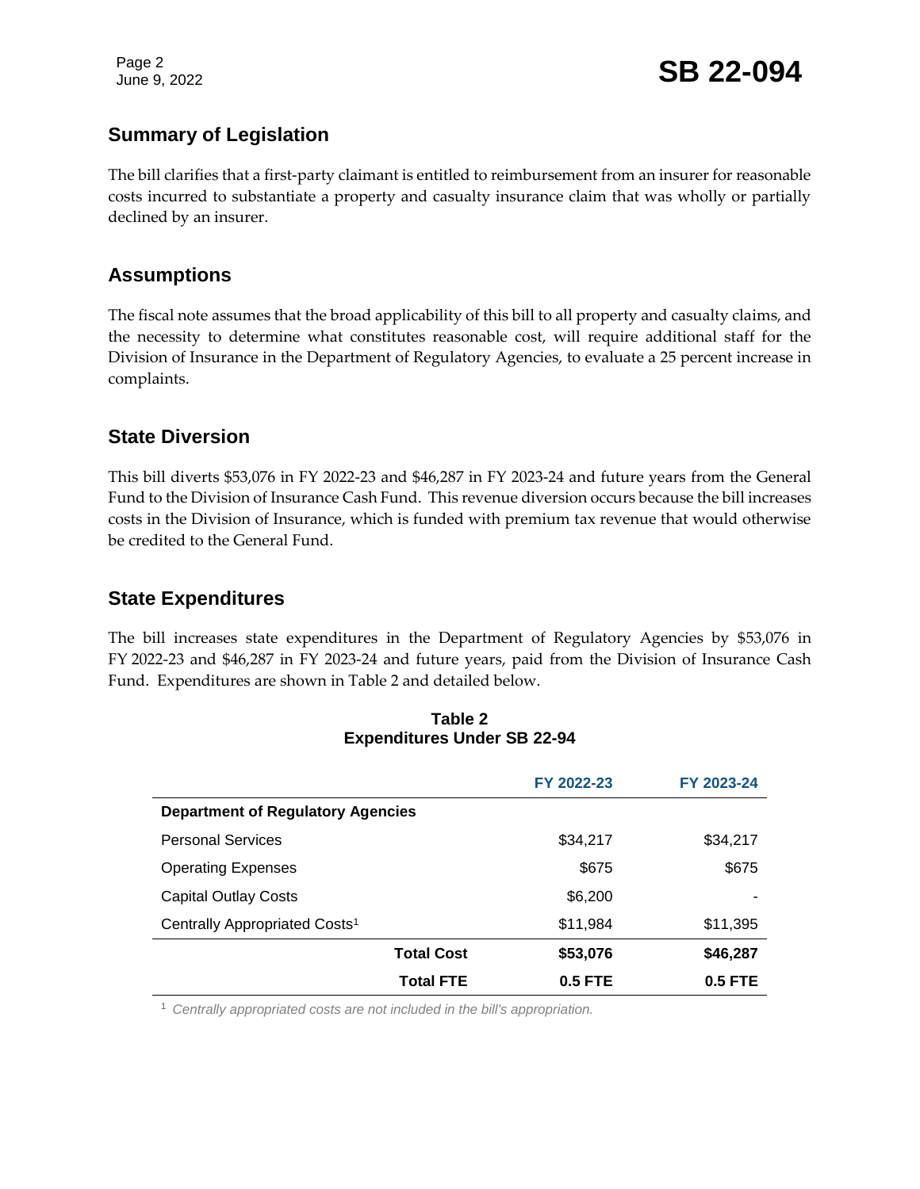## Summary of Legislation

The bill clarifies that a first-party claimant is entitled to reimbursement from an insurer for reasonable costs incurred to substantiate a property and casualty insurance claim that was wholly or partially declined by an insurer.

## Assumptions

The fiscal note assumes that the broad applicability of this bill to all property and casualty claims, and the necessity to determine what constitutes reasonable cost, will require additional staff for the Division of Insurance in the Department of Regulatory Agencies, to evaluate a 25 percent increase in complaints.

## State Diversion

This bill diverts $53,076 in FY 2022-23 and $46,287 in FY 2023-24 and future years from the General Fund to the Division of Insurance Cash Fund. This revenue diversion occurs because the bill increases costs in the Division of Insurance, which is funded with premium tax revenue that would otherwise be credited to the General Fund.

## State Expenditures

The bill increases state expenditures in the Department of Regulatory Agencies by $53,076 in FY 2022-23 and $46,287 in FY 2023-24 and future years, paid from the Division of Insurance Cash Fund. Expenditures are shown in Table 2 and detailed below.

**Table 2**
**Expenditures Under SB 22-94**

| | FY 2022-23 | FY 2023-24 |
|---|---|---|
| **Department of Regulatory Agencies** | | |
| Personal Services | $34,217 | $34,217 |
| Operating Expenses | $675 | $675 |
| Capital Outlay Costs | $6,200 | - |
| Centrally Appropriated Costs[1] | $11,984 | $11,395 |
| **Total Cost** | **$53,076** | **$46,287** |
| **Total FTE** | **0.5 FTE** | **0.5 FTE** |

[1] *Centrally appropriated costs are not included in the bill's appropriation.*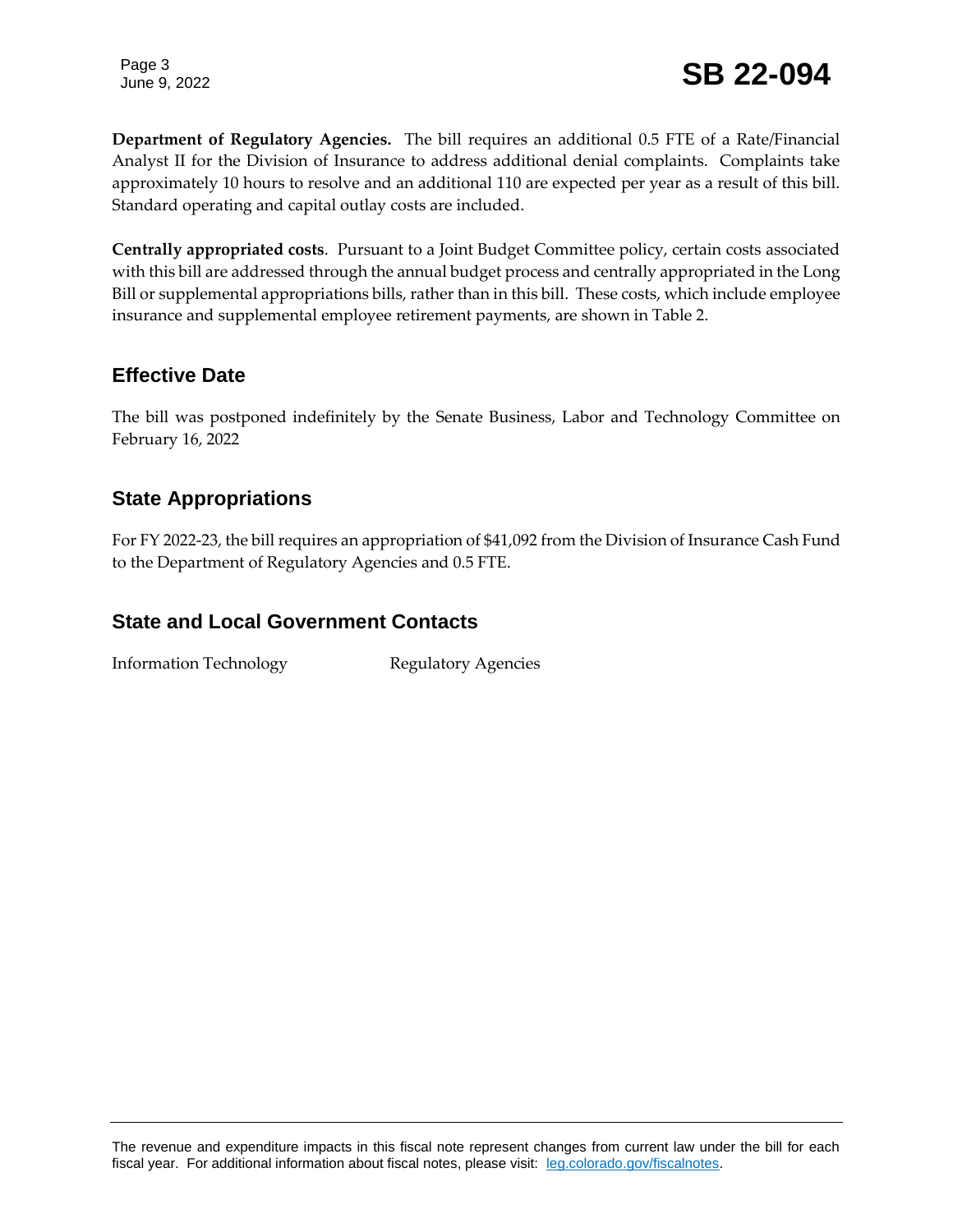**Department of Regulatory Agencies.** The bill requires an additional 0.5 FTE of a Rate/Financial Analyst II for the Division of Insurance to address additional denial complaints. Complaints take approximately 10 hours to resolve and an additional 110 are expected per year as a result of this bill. Standard operating and capital outlay costs are included.

**Centrally appropriated costs**. Pursuant to a Joint Budget Committee policy, certain costs associated with this bill are addressed through the annual budget process and centrally appropriated in the Long Bill or supplemental appropriations bills, rather than in this bill. These costs, which include employee insurance and supplemental employee retirement payments, are shown in Table 2.

## Effective Date

The bill was postponed indefinitely by the Senate Business, Labor and Technology Committee on February 16, 2022

## State Appropriations

For FY 2022-23, the bill requires an appropriation of $41,092 from the Division of Insurance Cash Fund to the Department of Regulatory Agencies and 0.5 FTE.

## State and Local Government Contacts

Information Technology

Regulatory Agencies

The revenue and expenditure impacts in this fiscal note represent changes from current law under the bill for each fiscal year. For additional information about fiscal notes, please visit: leg.colorado.gov/fiscalnotes.